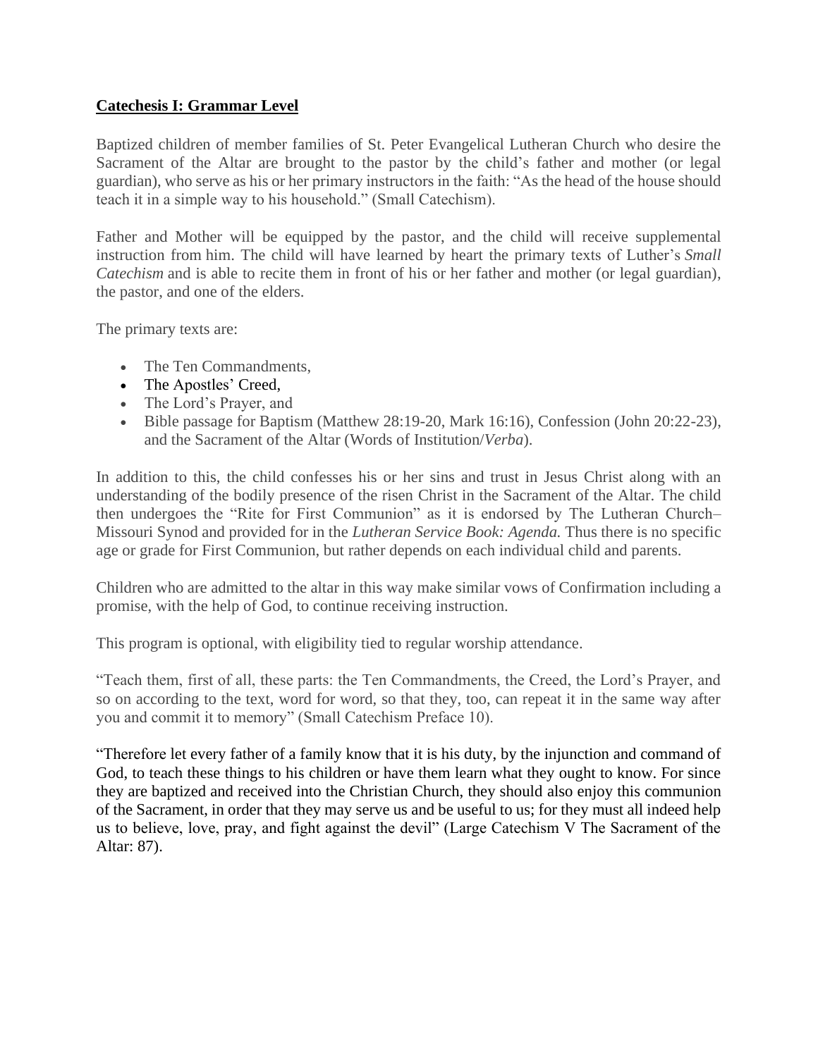## **Catechesis I: Grammar Level**

Baptized children of member families of St. Peter Evangelical Lutheran Church who desire the Sacrament of the Altar are brought to the pastor by the child's father and mother (or legal guardian), who serve as his or her primary instructors in the faith: "As the head of the house should teach it in a simple way to his household." (Small Catechism).

Father and Mother will be equipped by the pastor, and the child will receive supplemental instruction from him. The child will have learned by heart the primary texts of Luther's *Small Catechism* and is able to recite them in front of his or her father and mother (or legal guardian), the pastor, and one of the elders.

The primary texts are:

- The Ten Commandments,
- The Apostles' Creed,
- The Lord's Prayer, and
- Bible passage for Baptism (Matthew 28:19-20, Mark 16:16), Confession (John 20:22-23), and the Sacrament of the Altar (Words of Institution/*Verba*).

In addition to this, the child confesses his or her sins and trust in Jesus Christ along with an understanding of the bodily presence of the risen Christ in the Sacrament of the Altar. The child then undergoes the "Rite for First Communion" as it is endorsed by The Lutheran Church–Missouri Synod and provided for in the *Lutheran Service Book: Agenda.* Thus there is no specific age or grade for First Communion, but rather depends on each individual child and parents.

Children who are admitted to the altar in this way make similar vows of Confirmation including a promise, with the help of God, to continue receiving instruction.

This program is optional, with eligibility tied to regular worship attendance.

"Teach them, first of all, these parts: the Ten Commandments, the Creed, the Lord's Prayer, and so on according to the text, word for word, so that they, too, can repeat it in the same way after you and commit it to memory" (Small Catechism Preface 10).

"Therefore let every father of a family know that it is his duty, by the injunction and command of God, to teach these things to his children or have them learn what they ought to know. For since they are baptized and received into the Christian Church, they should also enjoy this communion of the Sacrament, in order that they may serve us and be useful to us; for they must all indeed help us to believe, love, pray, and fight against the devil" (Large Catechism V The Sacrament of the Altar: 87).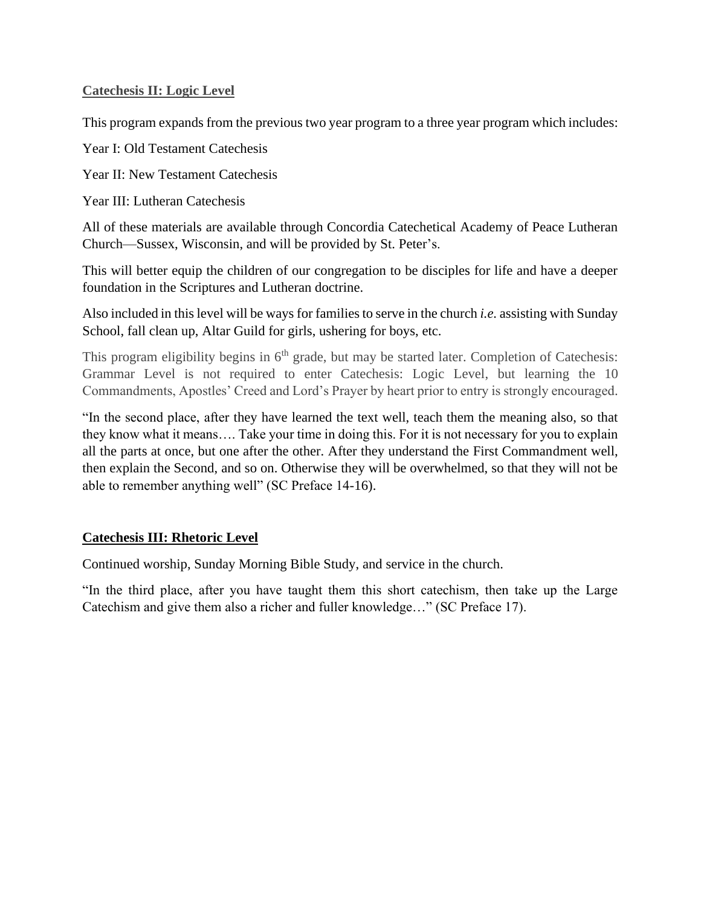## Catechesis II: Logic Level

This program expands from the previous two year program to a three year program which includes:

Year I: Old Testament Catechesis

Year II: New Testament Catechesis

Year III: Lutheran Catechesis

All of these materials are available through Concordia Catechetical Academy of Peace Lutheran Church—Sussex, Wisconsin, and will be provided by St. Peter's.

This will better equip the children of our congregation to be disciples for life and have a deeper foundation in the Scriptures and Lutheran doctrine.

Also included in this level will be ways for families to serve in the church *i.e.* assisting with Sunday School, fall clean up, Altar Guild for girls, ushering for boys, etc.

This program eligibility begins in 6th grade, but may be started later. Completion of Catechesis: Grammar Level is not required to enter Catechesis: Logic Level, but learning the 10 Commandments, Apostles' Creed and Lord's Prayer by heart prior to entry is strongly encouraged.

"In the second place, after they have learned the text well, teach them the meaning also, so that they know what it means…. Take your time in doing this. For it is not necessary for you to explain all the parts at once, but one after the other. After they understand the First Commandment well, then explain the Second, and so on. Otherwise they will be overwhelmed, so that they will not be able to remember anything well" (SC Preface 14-16).

## Catechesis III: Rhetoric Level

Continued worship, Sunday Morning Bible Study, and service in the church.

"In the third place, after you have taught them this short catechism, then take up the Large Catechism and give them also a richer and fuller knowledge…" (SC Preface 17).